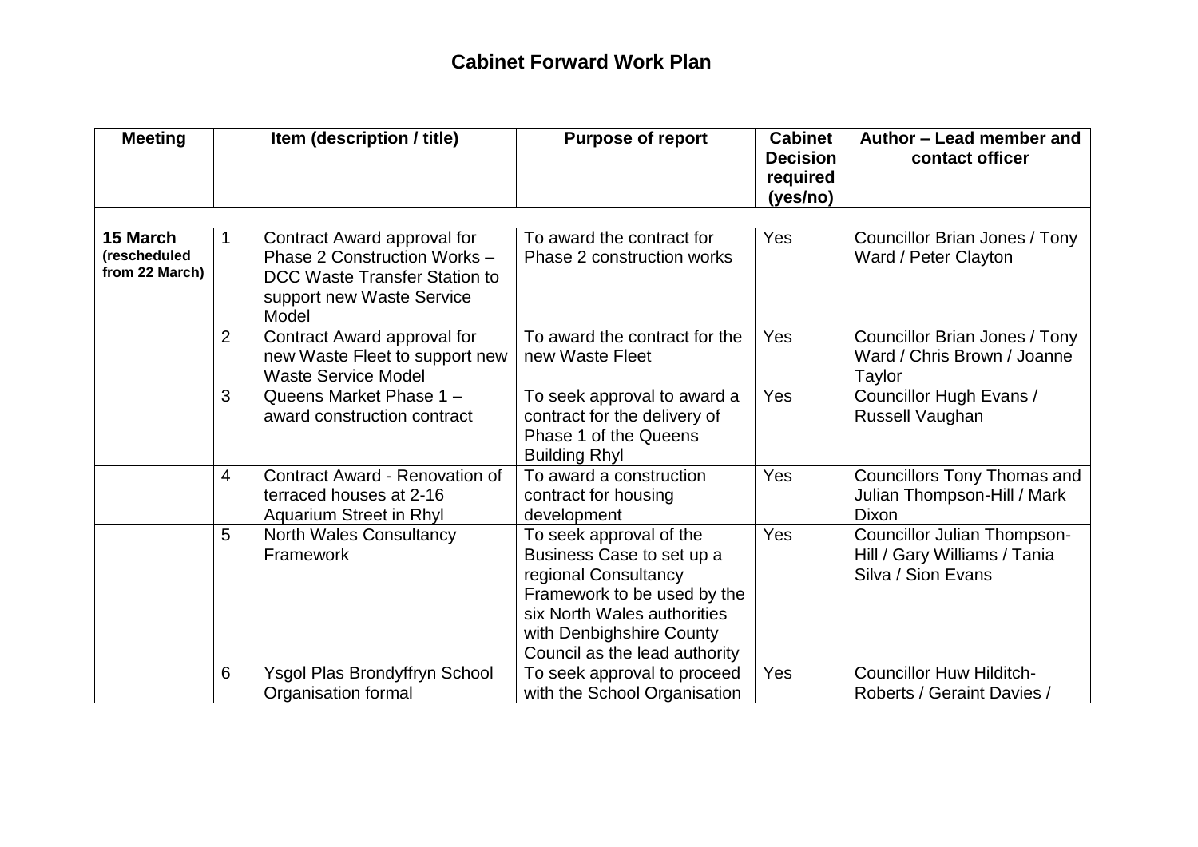# Cabinet Forward Work Plan

| Meeting | | Item (description / title) | Purpose of report | Cabinet Decision required (yes/no) | Author – Lead member and contact officer |
|---|---|---|---|---|---|
| | | | | | |
| **15 March (rescheduled from 22 March)** | 1 | Contract Award approval for Phase 2 Construction Works – DCC Waste Transfer Station to support new Waste Service Model | To award the contract for Phase 2 construction works | Yes | Councillor Brian Jones / Tony Ward / Peter Clayton |
| | 2 | Contract Award approval for new Waste Fleet to support new Waste Service Model | To award the contract for the new Waste Fleet | Yes | Councillor Brian Jones / Tony Ward / Chris Brown / Joanne Taylor |
| | 3 | Queens Market Phase 1 – award construction contract | To seek approval to award a contract for the delivery of Phase 1 of the Queens Building Rhyl | Yes | Councillor Hugh Evans / Russell Vaughan |
| | 4 | Contract Award - Renovation of terraced houses at 2-16 Aquarium Street in Rhyl | To award a construction contract for housing development | Yes | Councillors Tony Thomas and Julian Thompson-Hill / Mark Dixon |
| | 5 | North Wales Consultancy Framework | To seek approval of the Business Case to set up a regional Consultancy Framework to be used by the six North Wales authorities with Denbighshire County Council as the lead authority | Yes | Councillor Julian Thompson-Hill / Gary Williams / Tania Silva / Sion Evans |
| | 6 | Ysgol Plas Brondyffryn School Organisation formal | To seek approval to proceed with the School Organisation | Yes | Councillor Huw Hilditch-Roberts / Geraint Davies / |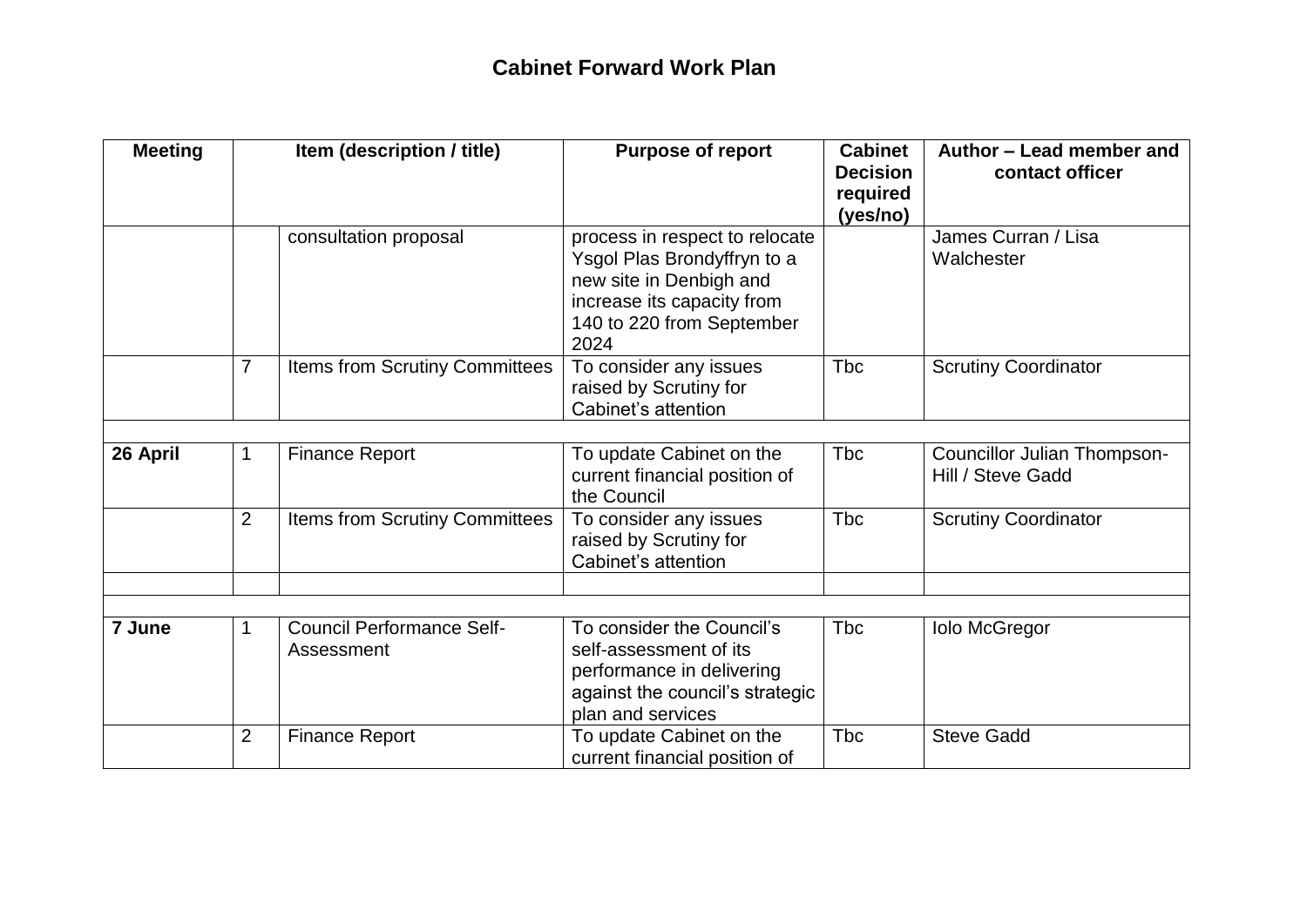## Cabinet Forward Work Plan

| Meeting | Item (description / title) | | Purpose of report | Cabinet Decision required (yes/no) | Author – Lead member and contact officer |
|---|---|---|---|---|---|
| | | consultation proposal | process in respect to relocate Ysgol Plas Brondyffryn to a new site in Denbigh and increase its capacity from 140 to 220 from September 2024 | | James Curran / Lisa Walchester |
| | 7 | Items from Scrutiny Committees | To consider any issues raised by Scrutiny for Cabinet's attention | Tbc | Scrutiny Coordinator |
| | | | | | |
| **26 April** | 1 | Finance Report | To update Cabinet on the current financial position of the Council | Tbc | Councillor Julian Thompson-Hill / Steve Gadd |
| | 2 | Items from Scrutiny Committees | To consider any issues raised by Scrutiny for Cabinet's attention | Tbc | Scrutiny Coordinator |
| | | | | | |
| | | | | | |
| **7 June** | 1 | Council Performance Self-Assessment | To consider the Council's self-assessment of its performance in delivering against the council's strategic plan and services | Tbc | Iolo McGregor |
| | 2 | Finance Report | To update Cabinet on the current financial position of | Tbc | Steve Gadd |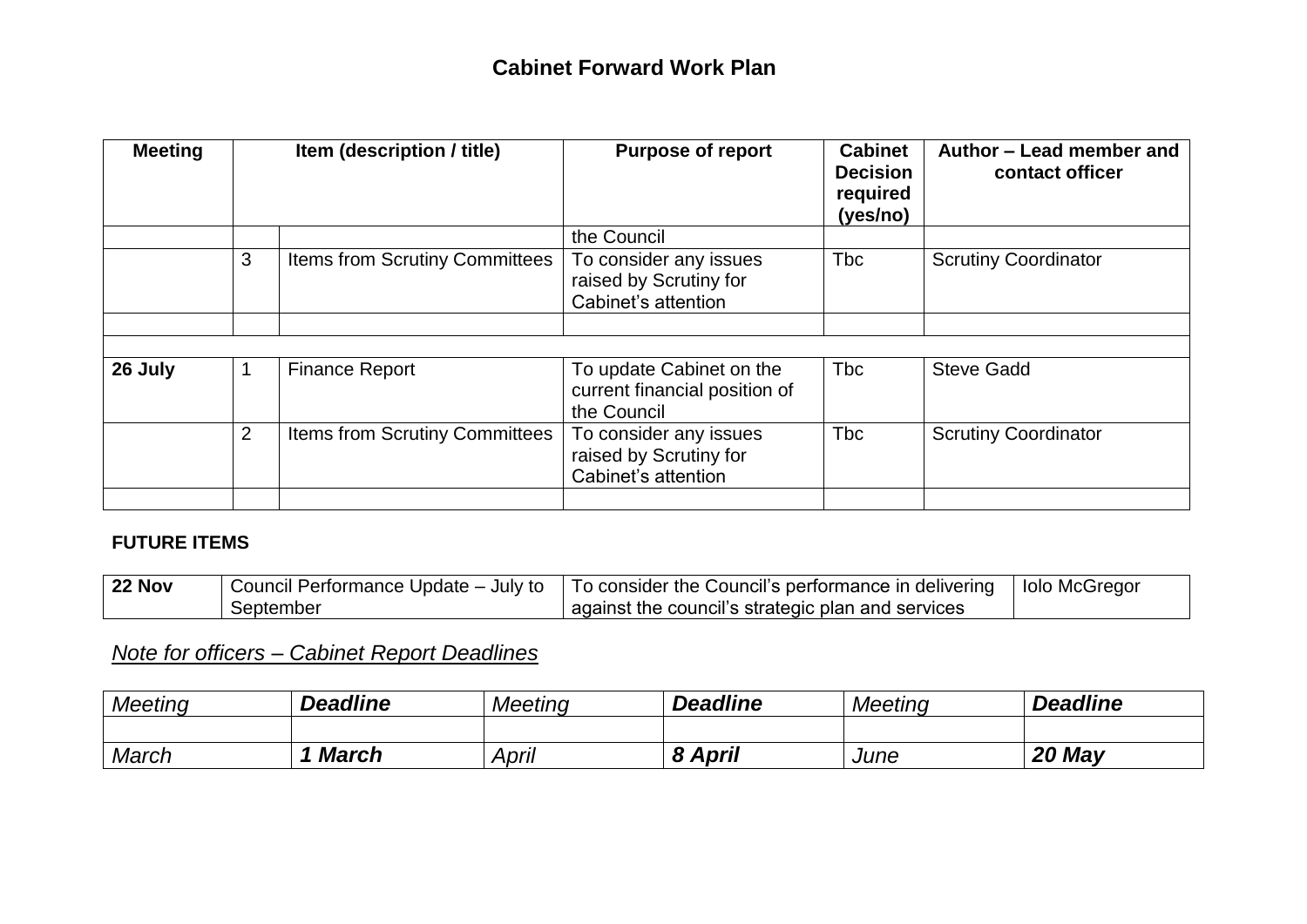## Cabinet Forward Work Plan

| Meeting | Item (description / title) | | Purpose of report | Cabinet Decision required (yes/no) | Author – Lead member and contact officer |
|---|---|---|---|---|---|
| | | | the Council | | |
| | 3 | Items from Scrutiny Committees | To consider any issues raised by Scrutiny for Cabinet's attention | Tbc | Scrutiny Coordinator |
| | | | | | |
| | | | | | |
| **26 July** | 1 | Finance Report | To update Cabinet on the current financial position of the Council | Tbc | Steve Gadd |
| | 2 | Items from Scrutiny Committees | To consider any issues raised by Scrutiny for Cabinet's attention | Tbc | Scrutiny Coordinator |
| | | | | | |

**FUTURE ITEMS**

| | | | |
|---|---|---|---|
| **22 Nov** | Council Performance Update – July to September | To consider the Council's performance in delivering against the council's strategic plan and services | Iolo McGregor |

*<u>Note for officers – Cabinet Report Deadlines</u>*

| *Meeting* | ***Deadline*** | *Meeting* | ***Deadline*** | *Meeting* | ***Deadline*** |
|---|---|---|---|---|---|
| | | | | | |
| *March* | ***1 March*** | *April* | ***8 April*** | *June* | ***20 May*** |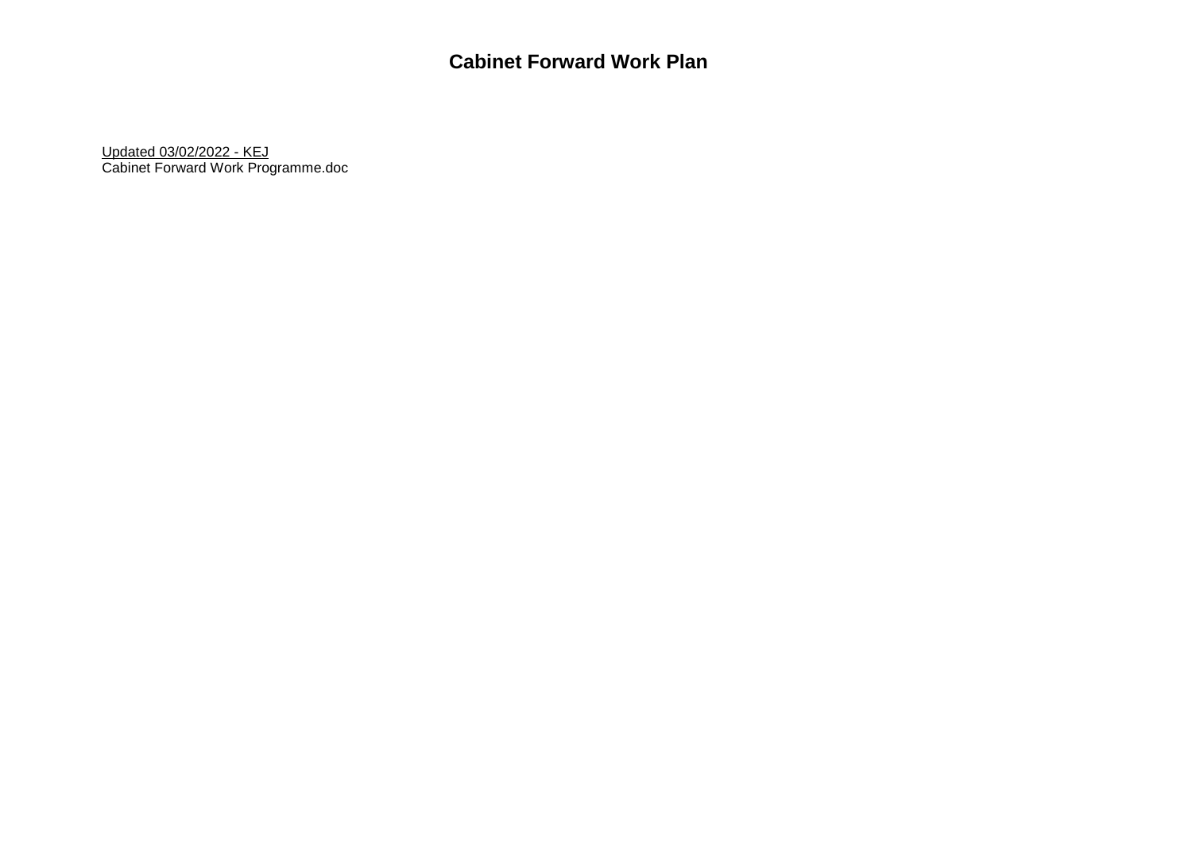# Cabinet Forward Work Plan

Updated 03/02/2022 - KEJ
Cabinet Forward Work Programme.doc